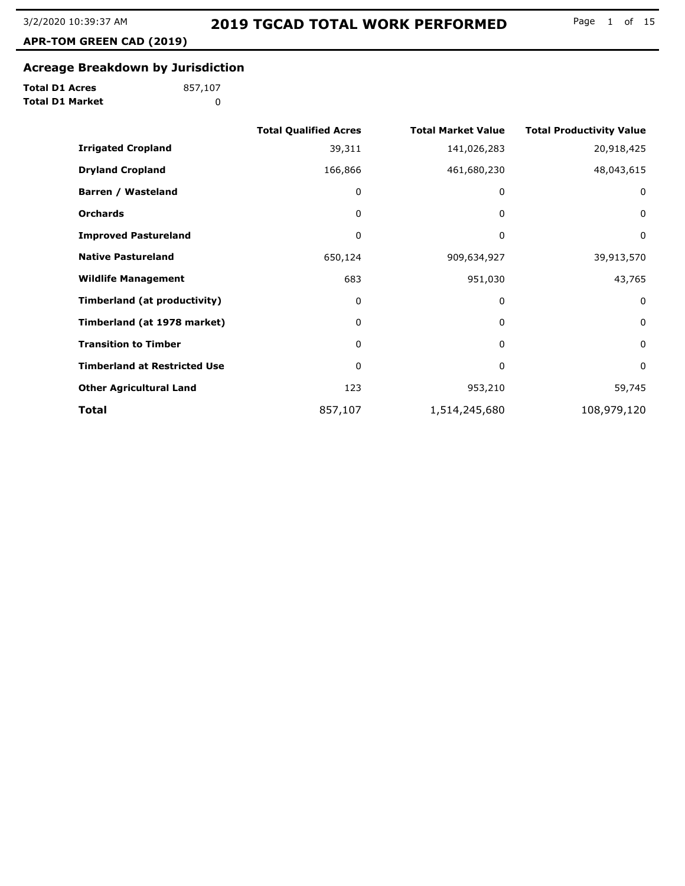# 2019 TGCAD TOTAL WORK PERFORMED

**APR-TOM GREEN CAD (2019)**

## Acreage Breakdown by Jurisdiction

**Total D1 Acres** 857,107
**Total D1 Market** 0

| | Total Qualified Acres | Total Market Value | Total Productivity Value |
|---|---|---|---|
| **Irrigated Cropland** | 39,311 | 141,026,283 | 20,918,425 |
| **Dryland Cropland** | 166,866 | 461,680,230 | 48,043,615 |
| **Barren / Wasteland** | 0 | 0 | 0 |
| **Orchards** | 0 | 0 | 0 |
| **Improved Pastureland** | 0 | 0 | 0 |
| **Native Pastureland** | 650,124 | 909,634,927 | 39,913,570 |
| **Wildlife Management** | 683 | 951,030 | 43,765 |
| **Timberland (at productivity)** | 0 | 0 | 0 |
| **Timberland (at 1978 market)** | 0 | 0 | 0 |
| **Transition to Timber** | 0 | 0 | 0 |
| **Timberland at Restricted Use** | 0 | 0 | 0 |
| **Other Agricultural Land** | 123 | 953,210 | 59,745 |
| **Total** | 857,107 | 1,514,245,680 | 108,979,120 |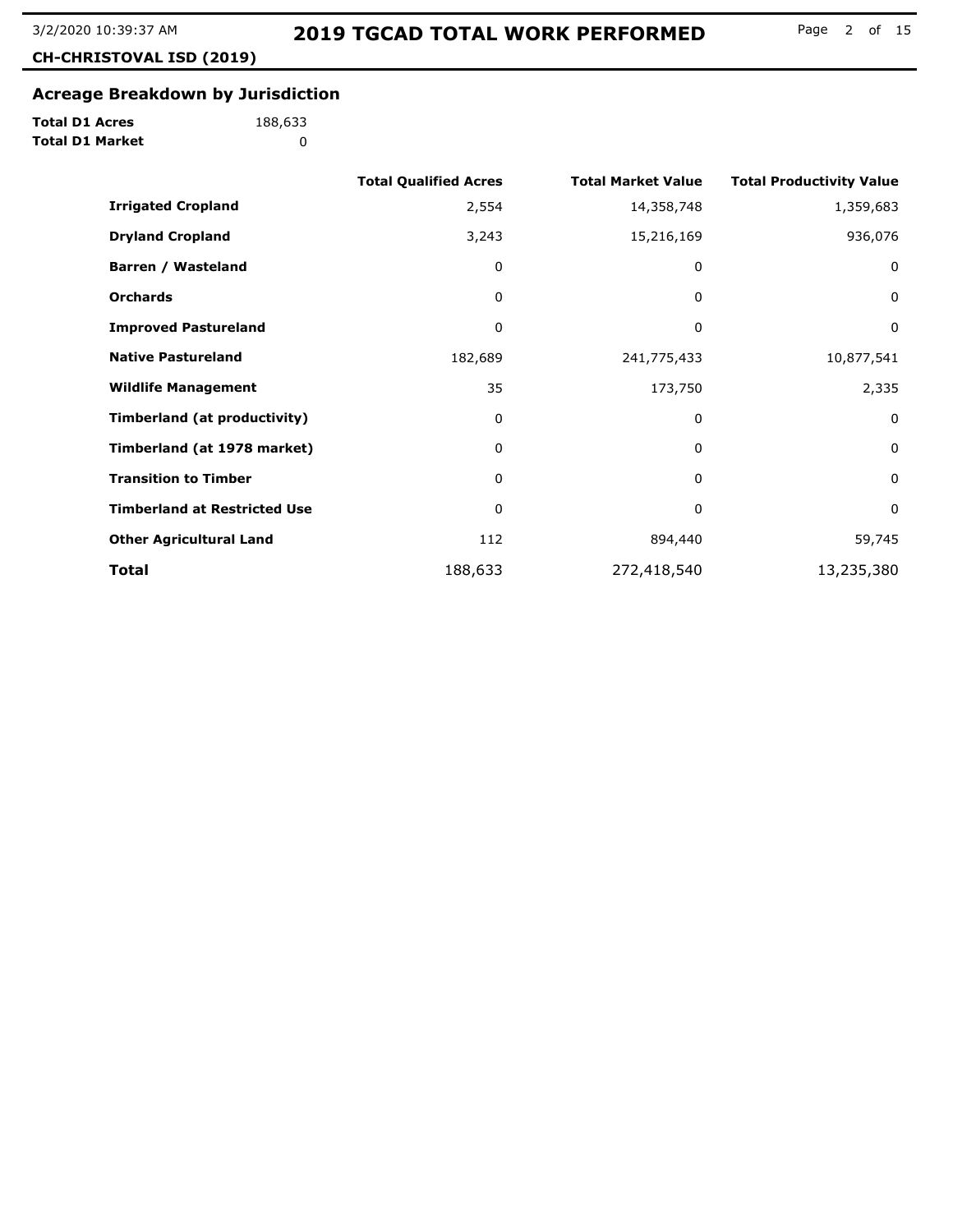## 2019 TGCAD TOTAL WORK PERFORMED

**CH-CHRISTOVAL ISD (2019)**

## Acreage Breakdown by Jurisdiction

**Total D1 Acres** 188,633
**Total D1 Market** 0

| | Total Qualified Acres | Total Market Value | Total Productivity Value |
|---|---|---|---|
| **Irrigated Cropland** | 2,554 | 14,358,748 | 1,359,683 |
| **Dryland Cropland** | 3,243 | 15,216,169 | 936,076 |
| **Barren / Wasteland** | 0 | 0 | 0 |
| **Orchards** | 0 | 0 | 0 |
| **Improved Pastureland** | 0 | 0 | 0 |
| **Native Pastureland** | 182,689 | 241,775,433 | 10,877,541 |
| **Wildlife Management** | 35 | 173,750 | 2,335 |
| **Timberland (at productivity)** | 0 | 0 | 0 |
| **Timberland (at 1978 market)** | 0 | 0 | 0 |
| **Transition to Timber** | 0 | 0 | 0 |
| **Timberland at Restricted Use** | 0 | 0 | 0 |
| **Other Agricultural Land** | 112 | 894,440 | 59,745 |
| **Total** | 188,633 | 272,418,540 | 13,235,380 |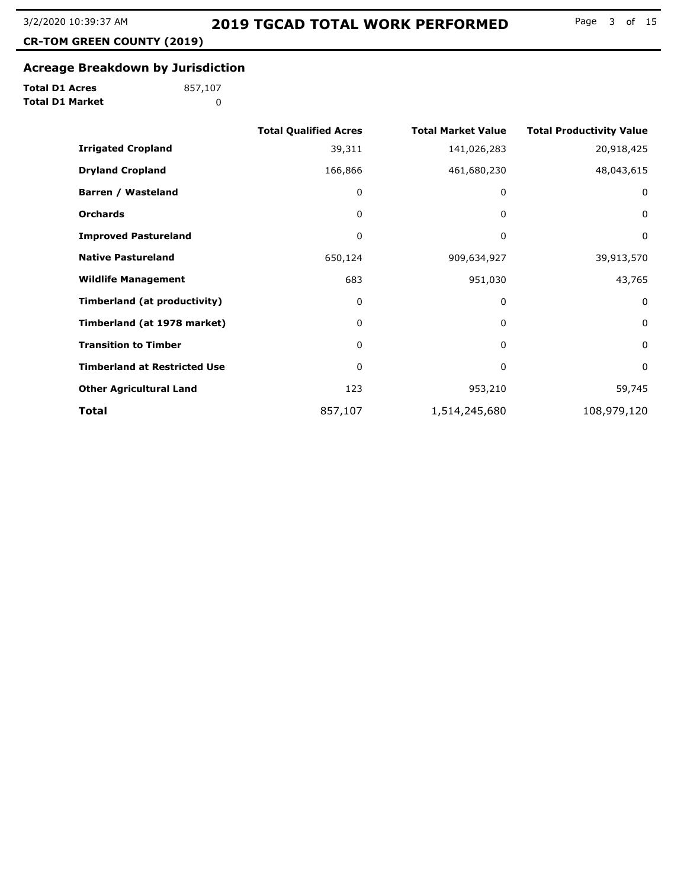## Acreage Breakdown by Jurisdiction

**Total D1 Acres** 857,107
**Total D1 Market** 0

| | Total Qualified Acres | Total Market Value | Total Productivity Value |
|---|---|---|---|
| **Irrigated Cropland** | 39,311 | 141,026,283 | 20,918,425 |
| **Dryland Cropland** | 166,866 | 461,680,230 | 48,043,615 |
| **Barren / Wasteland** | 0 | 0 | 0 |
| **Orchards** | 0 | 0 | 0 |
| **Improved Pastureland** | 0 | 0 | 0 |
| **Native Pastureland** | 650,124 | 909,634,927 | 39,913,570 |
| **Wildlife Management** | 683 | 951,030 | 43,765 |
| **Timberland (at productivity)** | 0 | 0 | 0 |
| **Timberland (at 1978 market)** | 0 | 0 | 0 |
| **Transition to Timber** | 0 | 0 | 0 |
| **Timberland at Restricted Use** | 0 | 0 | 0 |
| **Other Agricultural Land** | 123 | 953,210 | 59,745 |
| **Total** | 857,107 | 1,514,245,680 | 108,979,120 |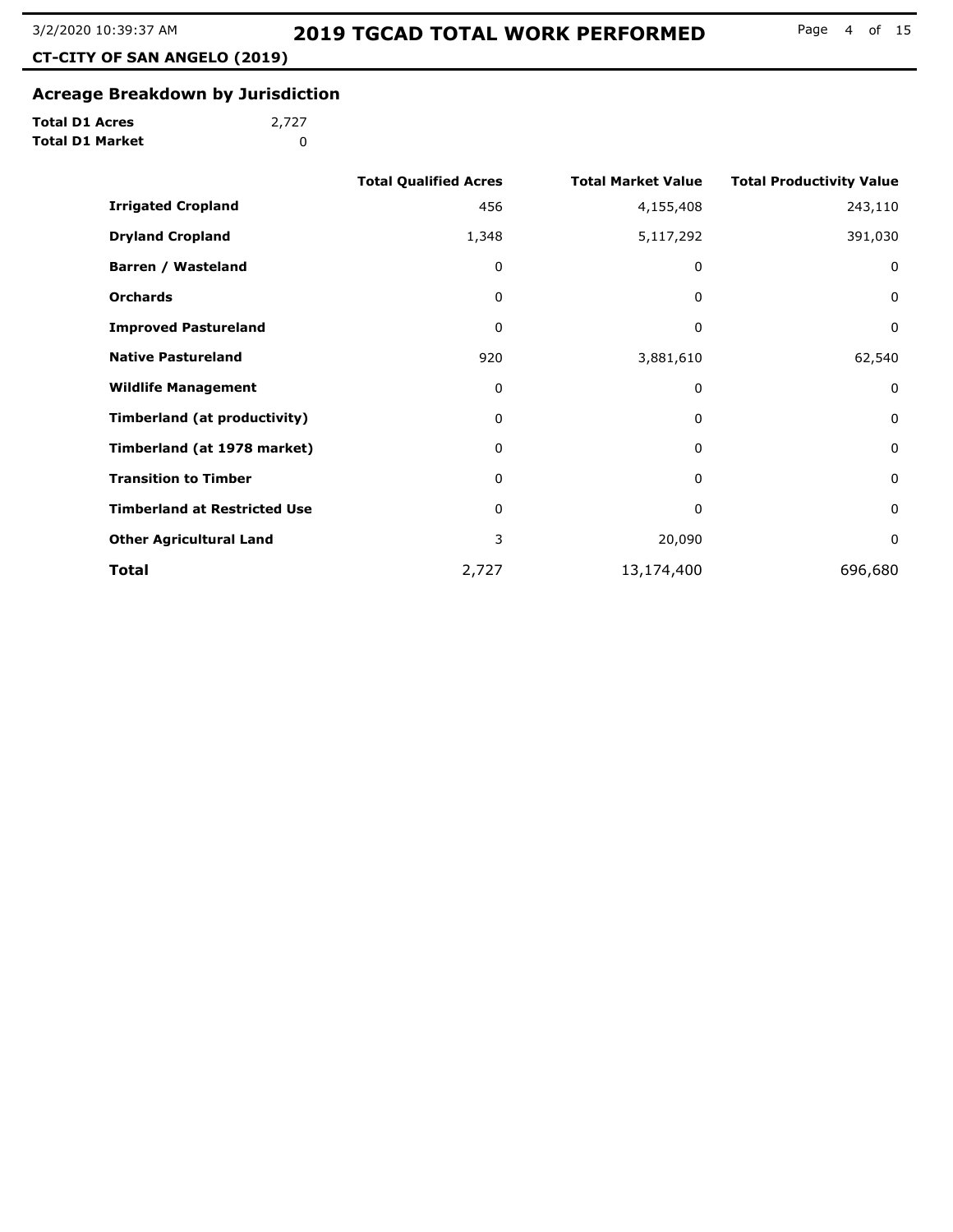# 2019 TGCAD TOTAL WORK PERFORMED

**CT-CITY OF SAN ANGELO (2019)**

## Acreage Breakdown by Jurisdiction

**Total D1 Acres** 2,727
**Total D1 Market** 0

| | Total Qualified Acres | Total Market Value | Total Productivity Value |
|---|---|---|---|
| **Irrigated Cropland** | 456 | 4,155,408 | 243,110 |
| **Dryland Cropland** | 1,348 | 5,117,292 | 391,030 |
| **Barren / Wasteland** | 0 | 0 | 0 |
| **Orchards** | 0 | 0 | 0 |
| **Improved Pastureland** | 0 | 0 | 0 |
| **Native Pastureland** | 920 | 3,881,610 | 62,540 |
| **Wildlife Management** | 0 | 0 | 0 |
| **Timberland (at productivity)** | 0 | 0 | 0 |
| **Timberland (at 1978 market)** | 0 | 0 | 0 |
| **Transition to Timber** | 0 | 0 | 0 |
| **Timberland at Restricted Use** | 0 | 0 | 0 |
| **Other Agricultural Land** | 3 | 20,090 | 0 |
| **Total** | 2,727 | 13,174,400 | 696,680 |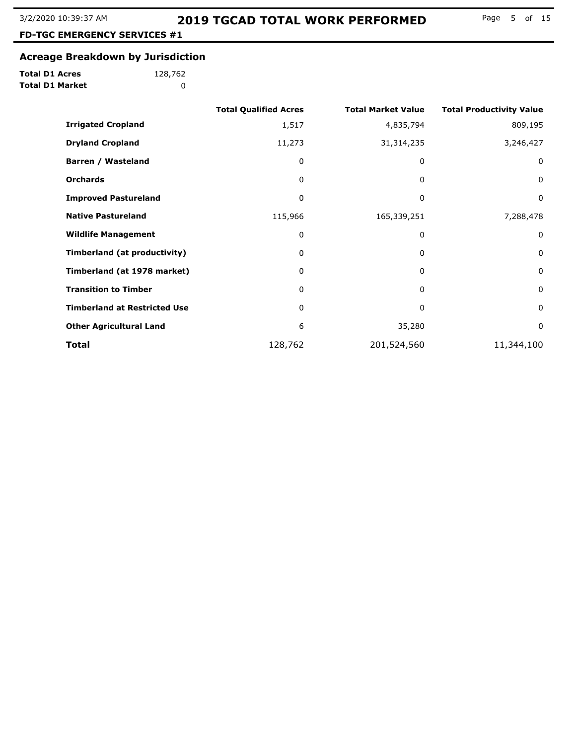## Acreage Breakdown by Jurisdiction

**Total D1 Acres** 128,762
**Total D1 Market** 0

| | Total Qualified Acres | Total Market Value | Total Productivity Value |
|---|---|---|---|
| **Irrigated Cropland** | 1,517 | 4,835,794 | 809,195 |
| **Dryland Cropland** | 11,273 | 31,314,235 | 3,246,427 |
| **Barren / Wasteland** | 0 | 0 | 0 |
| **Orchards** | 0 | 0 | 0 |
| **Improved Pastureland** | 0 | 0 | 0 |
| **Native Pastureland** | 115,966 | 165,339,251 | 7,288,478 |
| **Wildlife Management** | 0 | 0 | 0 |
| **Timberland (at productivity)** | 0 | 0 | 0 |
| **Timberland (at 1978 market)** | 0 | 0 | 0 |
| **Transition to Timber** | 0 | 0 | 0 |
| **Timberland at Restricted Use** | 0 | 0 | 0 |
| **Other Agricultural Land** | 6 | 35,280 | 0 |
| **Total** | 128,762 | 201,524,560 | 11,344,100 |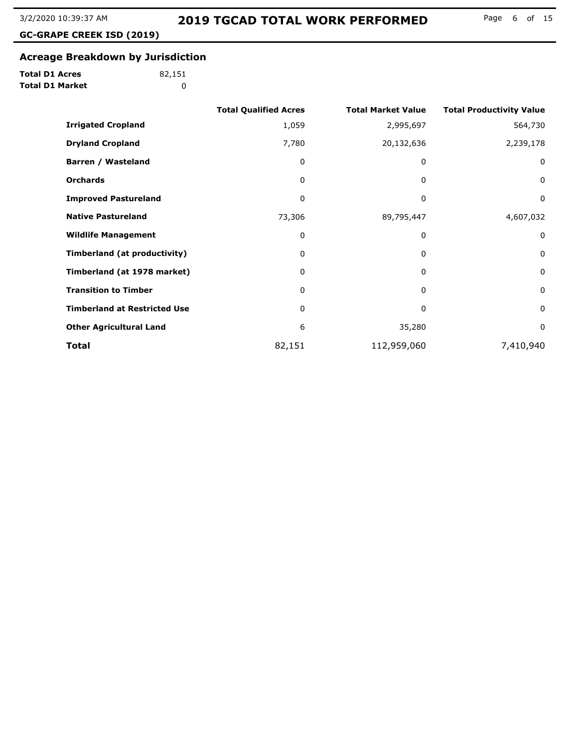## Acreage Breakdown by Jurisdiction

**Total D1 Acres** 82,151
**Total D1 Market** 0

| | Total Qualified Acres | Total Market Value | Total Productivity Value |
|---|---|---|---|
| **Irrigated Cropland** | 1,059 | 2,995,697 | 564,730 |
| **Dryland Cropland** | 7,780 | 20,132,636 | 2,239,178 |
| **Barren / Wasteland** | 0 | 0 | 0 |
| **Orchards** | 0 | 0 | 0 |
| **Improved Pastureland** | 0 | 0 | 0 |
| **Native Pastureland** | 73,306 | 89,795,447 | 4,607,032 |
| **Wildlife Management** | 0 | 0 | 0 |
| **Timberland (at productivity)** | 0 | 0 | 0 |
| **Timberland (at 1978 market)** | 0 | 0 | 0 |
| **Transition to Timber** | 0 | 0 | 0 |
| **Timberland at Restricted Use** | 0 | 0 | 0 |
| **Other Agricultural Land** | 6 | 35,280 | 0 |
| **Total** | 82,151 | 112,959,060 | 7,410,940 |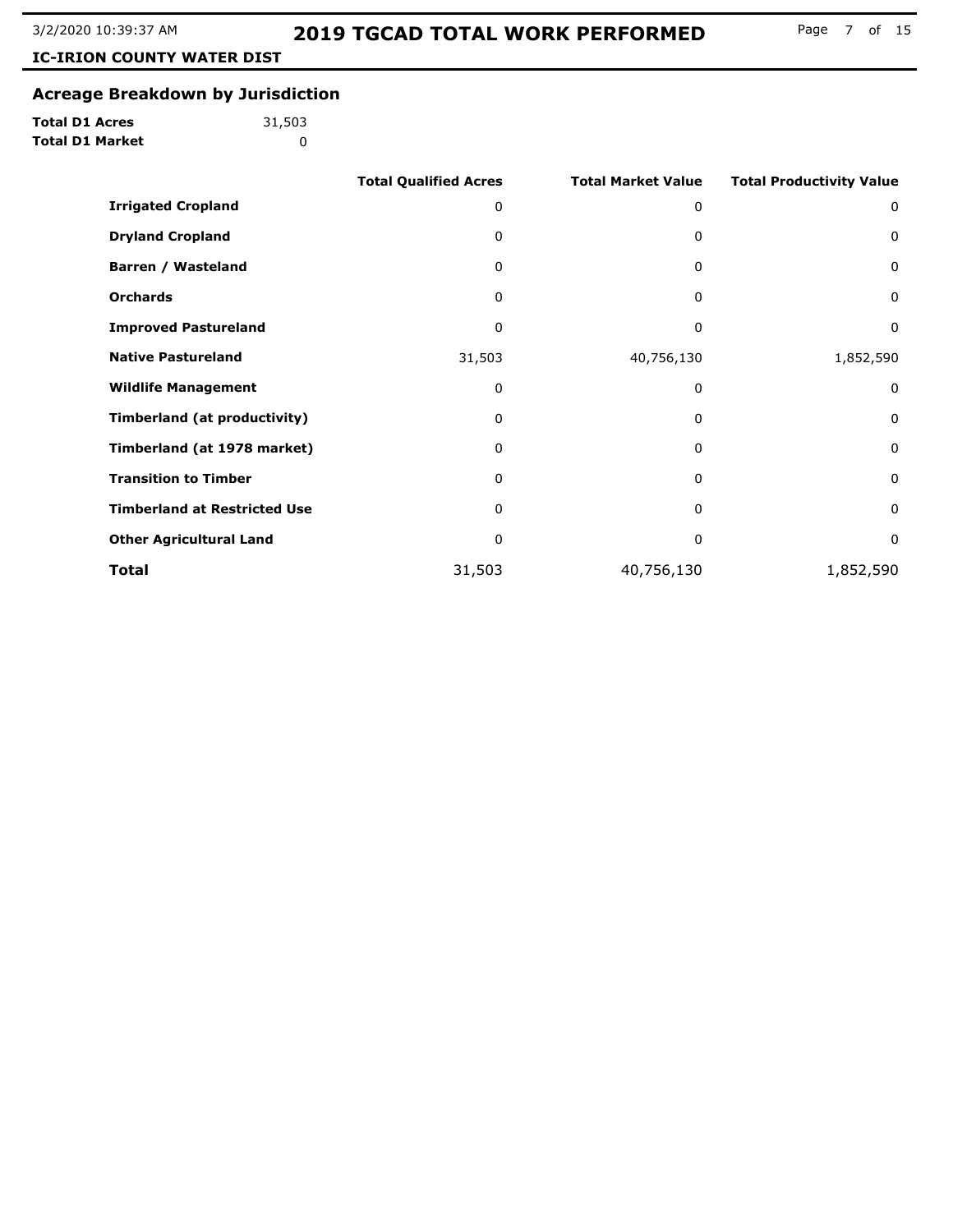# 2019 TGCAD TOTAL WORK PERFORMED

**IC-IRION COUNTY WATER DIST**

## Acreage Breakdown by Jurisdiction

**Total D1 Acres** 31,503
**Total D1 Market** 0

| | Total Qualified Acres | Total Market Value | Total Productivity Value |
|---|---|---|---|
| **Irrigated Cropland** | 0 | 0 | 0 |
| **Dryland Cropland** | 0 | 0 | 0 |
| **Barren / Wasteland** | 0 | 0 | 0 |
| **Orchards** | 0 | 0 | 0 |
| **Improved Pastureland** | 0 | 0 | 0 |
| **Native Pastureland** | 31,503 | 40,756,130 | 1,852,590 |
| **Wildlife Management** | 0 | 0 | 0 |
| **Timberland (at productivity)** | 0 | 0 | 0 |
| **Timberland (at 1978 market)** | 0 | 0 | 0 |
| **Transition to Timber** | 0 | 0 | 0 |
| **Timberland at Restricted Use** | 0 | 0 | 0 |
| **Other Agricultural Land** | 0 | 0 | 0 |
| **Total** | 31,503 | 40,756,130 | 1,852,590 |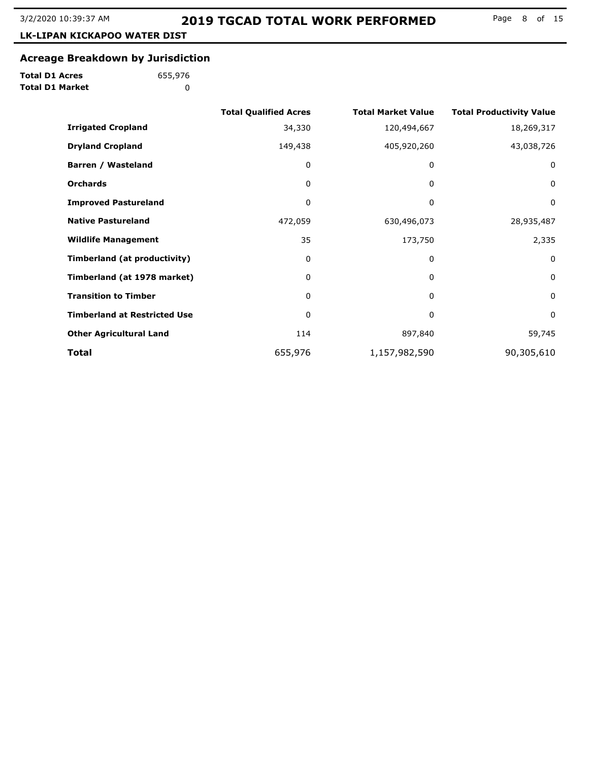## LK-LIPAN KICKAPOO WATER DIST

## Acreage Breakdown by Jurisdiction

**Total D1 Acres** 655,976
**Total D1 Market** 0

| | Total Qualified Acres | Total Market Value | Total Productivity Value |
|---|---|---|---|
| **Irrigated Cropland** | 34,330 | 120,494,667 | 18,269,317 |
| **Dryland Cropland** | 149,438 | 405,920,260 | 43,038,726 |
| **Barren / Wasteland** | 0 | 0 | 0 |
| **Orchards** | 0 | 0 | 0 |
| **Improved Pastureland** | 0 | 0 | 0 |
| **Native Pastureland** | 472,059 | 630,496,073 | 28,935,487 |
| **Wildlife Management** | 35 | 173,750 | 2,335 |
| **Timberland (at productivity)** | 0 | 0 | 0 |
| **Timberland (at 1978 market)** | 0 | 0 | 0 |
| **Transition to Timber** | 0 | 0 | 0 |
| **Timberland at Restricted Use** | 0 | 0 | 0 |
| **Other Agricultural Land** | 114 | 897,840 | 59,745 |
| **Total** | 655,976 | 1,157,982,590 | 90,305,610 |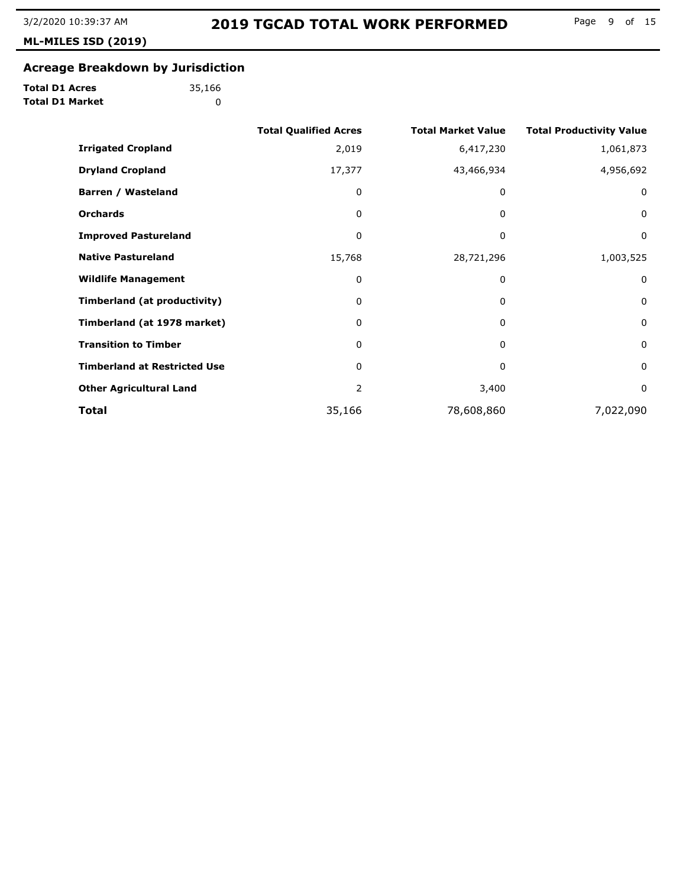**ML-MILES ISD (2019)**

## Acreage Breakdown by Jurisdiction

**Total D1 Acres** 35,166
**Total D1 Market** 0

| | Total Qualified Acres | Total Market Value | Total Productivity Value |
|---|---|---|---|
| **Irrigated Cropland** | 2,019 | 6,417,230 | 1,061,873 |
| **Dryland Cropland** | 17,377 | 43,466,934 | 4,956,692 |
| **Barren / Wasteland** | 0 | 0 | 0 |
| **Orchards** | 0 | 0 | 0 |
| **Improved Pastureland** | 0 | 0 | 0 |
| **Native Pastureland** | 15,768 | 28,721,296 | 1,003,525 |
| **Wildlife Management** | 0 | 0 | 0 |
| **Timberland (at productivity)** | 0 | 0 | 0 |
| **Timberland (at 1978 market)** | 0 | 0 | 0 |
| **Transition to Timber** | 0 | 0 | 0 |
| **Timberland at Restricted Use** | 0 | 0 | 0 |
| **Other Agricultural Land** | 2 | 3,400 | 0 |
| **Total** | 35,166 | 78,608,860 | 7,022,090 |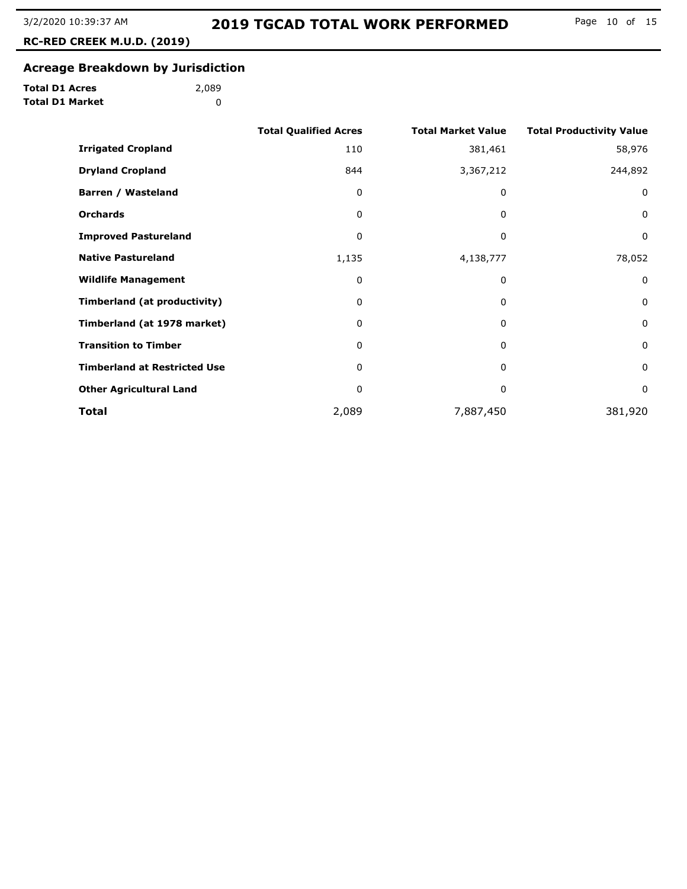## Acreage Breakdown by Jurisdiction

**Total D1 Acres** 2,089
**Total D1 Market** 0

| | Total Qualified Acres | Total Market Value | Total Productivity Value |
|---|---|---|---|
| **Irrigated Cropland** | 110 | 381,461 | 58,976 |
| **Dryland Cropland** | 844 | 3,367,212 | 244,892 |
| **Barren / Wasteland** | 0 | 0 | 0 |
| **Orchards** | 0 | 0 | 0 |
| **Improved Pastureland** | 0 | 0 | 0 |
| **Native Pastureland** | 1,135 | 4,138,777 | 78,052 |
| **Wildlife Management** | 0 | 0 | 0 |
| **Timberland (at productivity)** | 0 | 0 | 0 |
| **Timberland (at 1978 market)** | 0 | 0 | 0 |
| **Transition to Timber** | 0 | 0 | 0 |
| **Timberland at Restricted Use** | 0 | 0 | 0 |
| **Other Agricultural Land** | 0 | 0 | 0 |
| **Total** | 2,089 | 7,887,450 | 381,920 |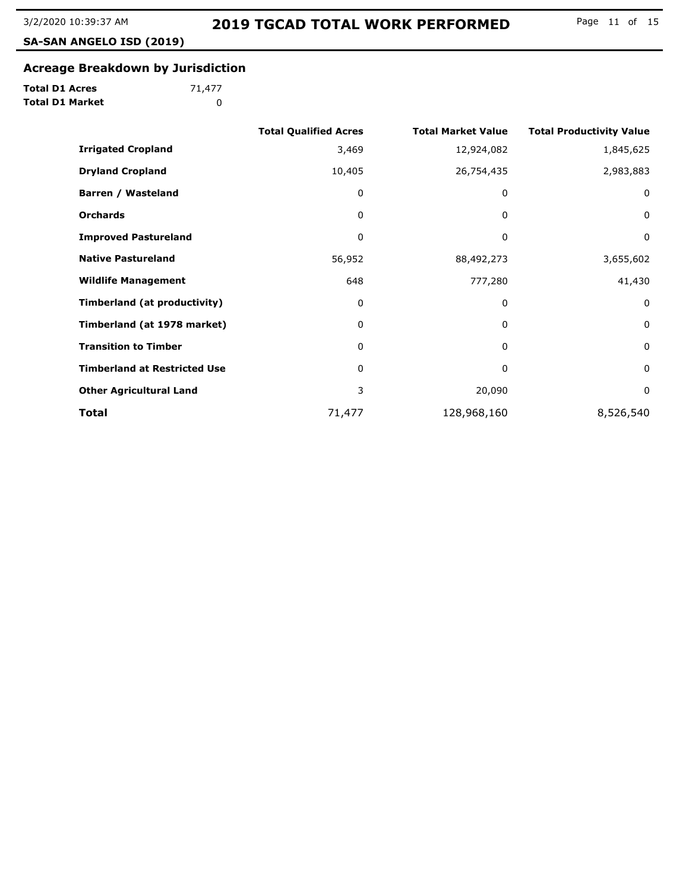## SA-SAN ANGELO ISD (2019)

## Acreage Breakdown by Jurisdiction

**Total D1 Acres** 71,477

**Total D1 Market** 0

| | Total Qualified Acres | Total Market Value | Total Productivity Value |
|---|---|---|---|
| **Irrigated Cropland** | 3,469 | 12,924,082 | 1,845,625 |
| **Dryland Cropland** | 10,405 | 26,754,435 | 2,983,883 |
| **Barren / Wasteland** | 0 | 0 | 0 |
| **Orchards** | 0 | 0 | 0 |
| **Improved Pastureland** | 0 | 0 | 0 |
| **Native Pastureland** | 56,952 | 88,492,273 | 3,655,602 |
| **Wildlife Management** | 648 | 777,280 | 41,430 |
| **Timberland (at productivity)** | 0 | 0 | 0 |
| **Timberland (at 1978 market)** | 0 | 0 | 0 |
| **Transition to Timber** | 0 | 0 | 0 |
| **Timberland at Restricted Use** | 0 | 0 | 0 |
| **Other Agricultural Land** | 3 | 20,090 | 0 |
| **Total** | 71,477 | 128,968,160 | 8,526,540 |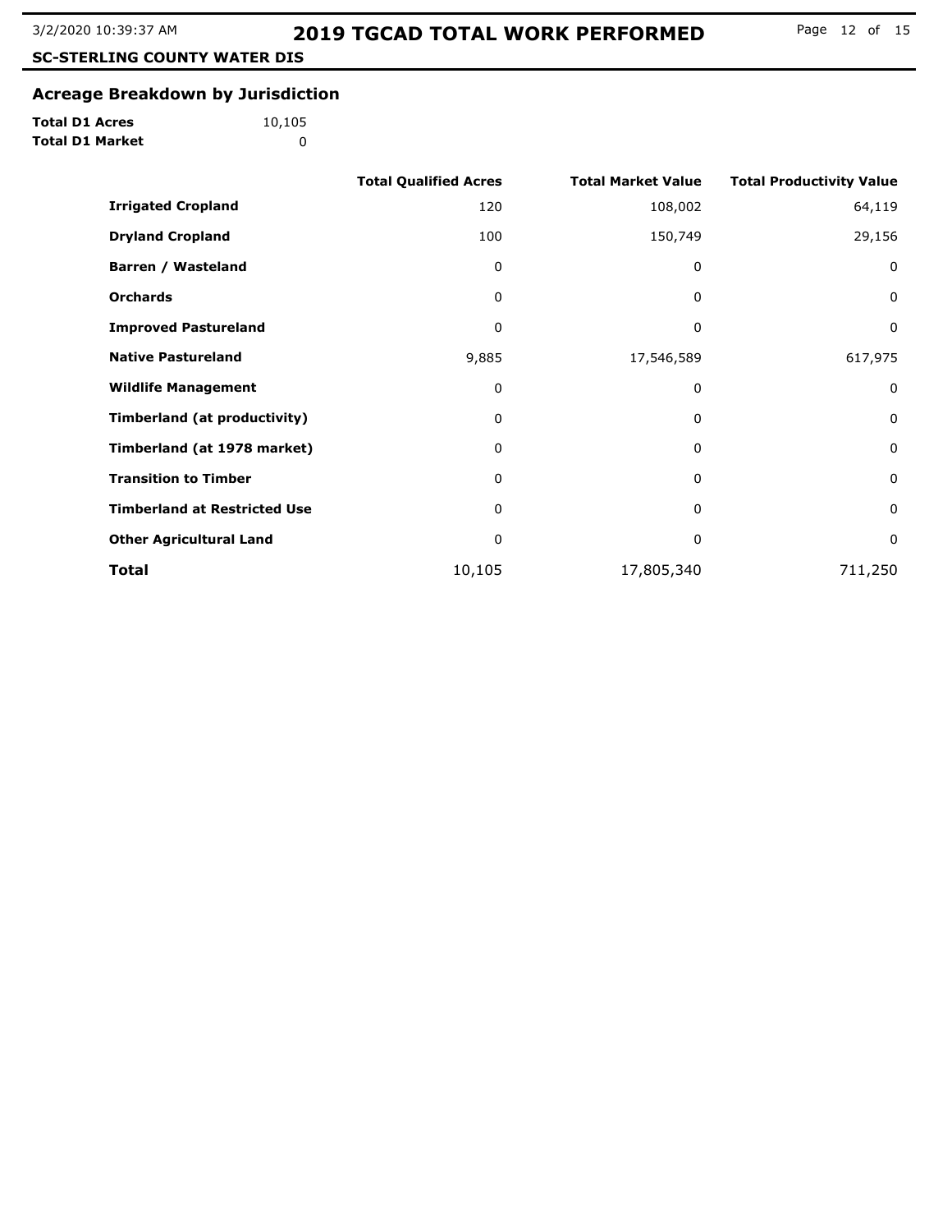# 2019 TGCAD TOTAL WORK PERFORMED

**SC-STERLING COUNTY WATER DIS**

## Acreage Breakdown by Jurisdiction

**Total D1 Acres** 10,105
**Total D1 Market** 0

| | Total Qualified Acres | Total Market Value | Total Productivity Value |
|---|---|---|---|
| **Irrigated Cropland** | 120 | 108,002 | 64,119 |
| **Dryland Cropland** | 100 | 150,749 | 29,156 |
| **Barren / Wasteland** | 0 | 0 | 0 |
| **Orchards** | 0 | 0 | 0 |
| **Improved Pastureland** | 0 | 0 | 0 |
| **Native Pastureland** | 9,885 | 17,546,589 | 617,975 |
| **Wildlife Management** | 0 | 0 | 0 |
| **Timberland (at productivity)** | 0 | 0 | 0 |
| **Timberland (at 1978 market)** | 0 | 0 | 0 |
| **Transition to Timber** | 0 | 0 | 0 |
| **Timberland at Restricted Use** | 0 | 0 | 0 |
| **Other Agricultural Land** | 0 | 0 | 0 |
| **Total** | 10,105 | 17,805,340 | 711,250 |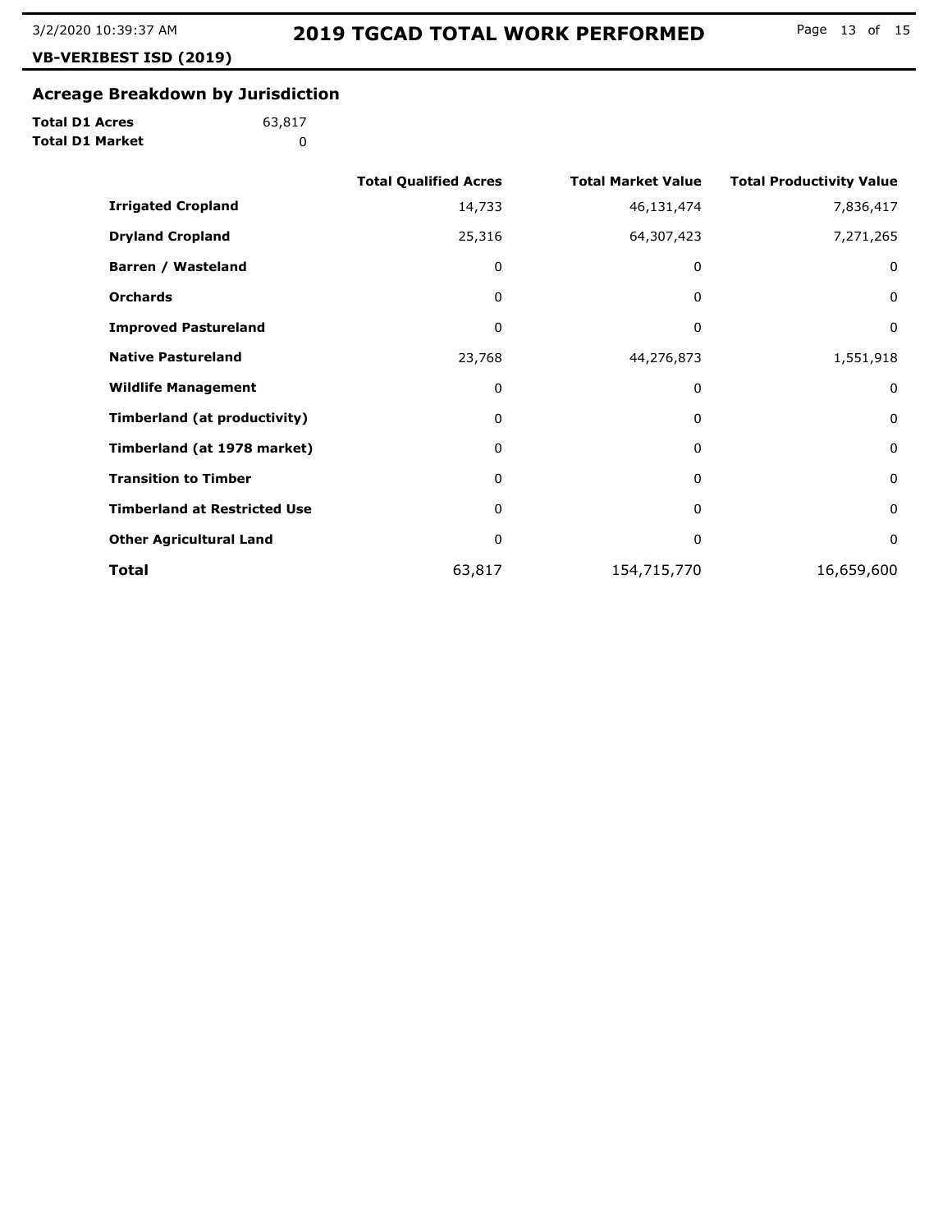# 2019 TGCAD TOTAL WORK PERFORMED

**VB-VERIBEST ISD (2019)**

## Acreage Breakdown by Jurisdiction

**Total D1 Acres** 63,817
**Total D1 Market** 0

| | Total Qualified Acres | Total Market Value | Total Productivity Value |
|---|---|---|---|
| **Irrigated Cropland** | 14,733 | 46,131,474 | 7,836,417 |
| **Dryland Cropland** | 25,316 | 64,307,423 | 7,271,265 |
| **Barren / Wasteland** | 0 | 0 | 0 |
| **Orchards** | 0 | 0 | 0 |
| **Improved Pastureland** | 0 | 0 | 0 |
| **Native Pastureland** | 23,768 | 44,276,873 | 1,551,918 |
| **Wildlife Management** | 0 | 0 | 0 |
| **Timberland (at productivity)** | 0 | 0 | 0 |
| **Timberland (at 1978 market)** | 0 | 0 | 0 |
| **Transition to Timber** | 0 | 0 | 0 |
| **Timberland at Restricted Use** | 0 | 0 | 0 |
| **Other Agricultural Land** | 0 | 0 | 0 |
| **Total** | 63,817 | 154,715,770 | 16,659,600 |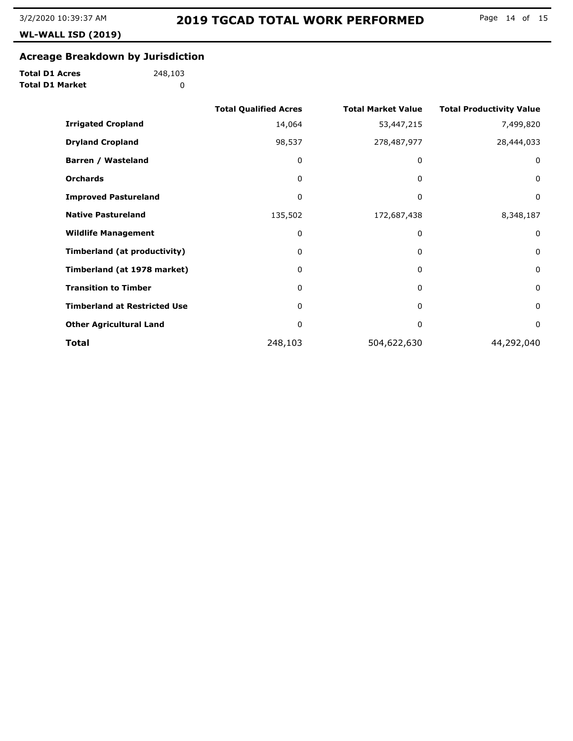# 2019 TGCAD TOTAL WORK PERFORMED

**WL-WALL ISD (2019)**

## Acreage Breakdown by Jurisdiction

**Total D1 Acres** 248,103

**Total D1 Market** 0

| | Total Qualified Acres | Total Market Value | Total Productivity Value |
|---|---|---|---|
| **Irrigated Cropland** | 14,064 | 53,447,215 | 7,499,820 |
| **Dryland Cropland** | 98,537 | 278,487,977 | 28,444,033 |
| **Barren / Wasteland** | 0 | 0 | 0 |
| **Orchards** | 0 | 0 | 0 |
| **Improved Pastureland** | 0 | 0 | 0 |
| **Native Pastureland** | 135,502 | 172,687,438 | 8,348,187 |
| **Wildlife Management** | 0 | 0 | 0 |
| **Timberland (at productivity)** | 0 | 0 | 0 |
| **Timberland (at 1978 market)** | 0 | 0 | 0 |
| **Transition to Timber** | 0 | 0 | 0 |
| **Timberland at Restricted Use** | 0 | 0 | 0 |
| **Other Agricultural Land** | 0 | 0 | 0 |
| **Total** | 248,103 | 504,622,630 | 44,292,040 |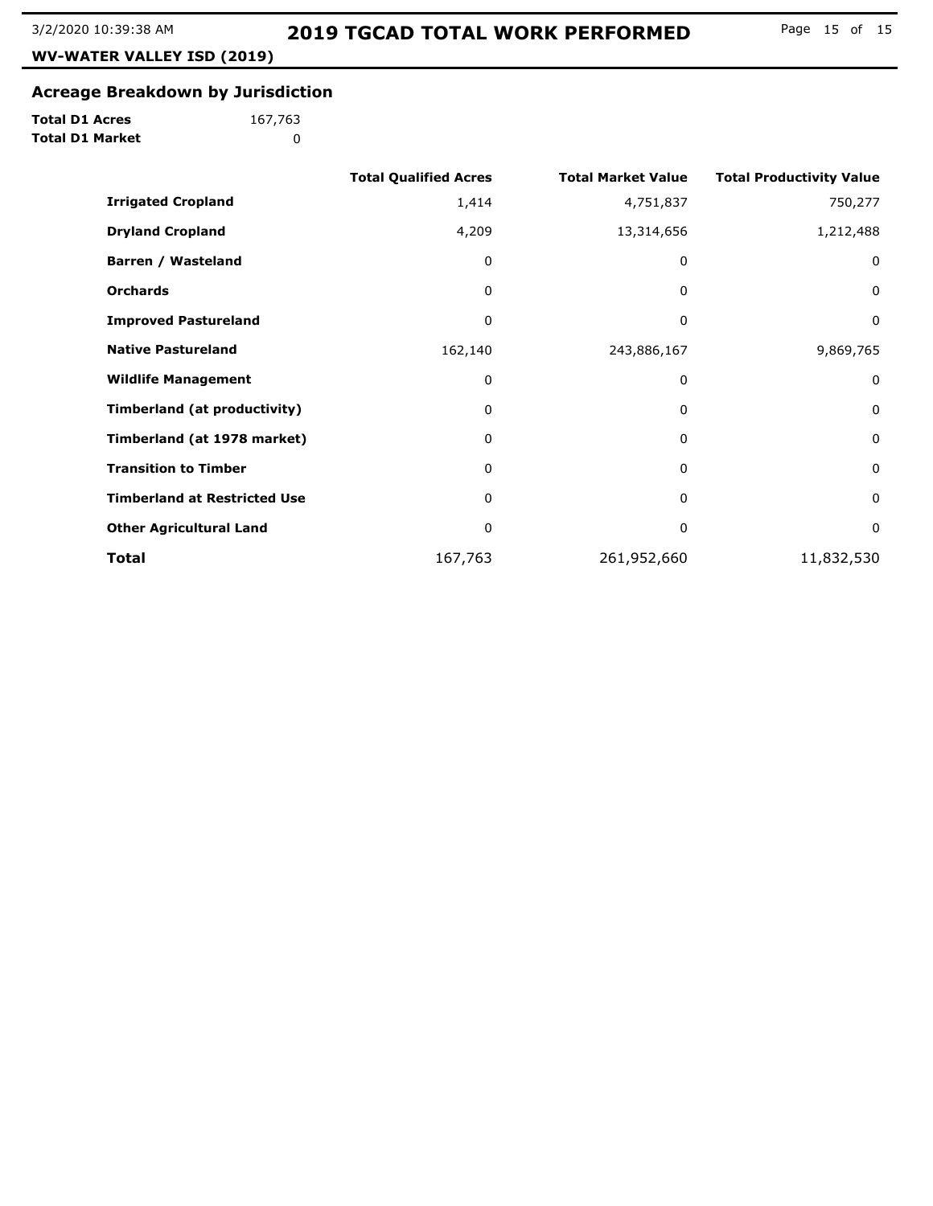## Acreage Breakdown by Jurisdiction

**Total D1 Acres** 167,763
**Total D1 Market** 0

| | Total Qualified Acres | Total Market Value | Total Productivity Value |
|---|---|---|---|
| **Irrigated Cropland** | 1,414 | 4,751,837 | 750,277 |
| **Dryland Cropland** | 4,209 | 13,314,656 | 1,212,488 |
| **Barren / Wasteland** | 0 | 0 | 0 |
| **Orchards** | 0 | 0 | 0 |
| **Improved Pastureland** | 0 | 0 | 0 |
| **Native Pastureland** | 162,140 | 243,886,167 | 9,869,765 |
| **Wildlife Management** | 0 | 0 | 0 |
| **Timberland (at productivity)** | 0 | 0 | 0 |
| **Timberland (at 1978 market)** | 0 | 0 | 0 |
| **Transition to Timber** | 0 | 0 | 0 |
| **Timberland at Restricted Use** | 0 | 0 | 0 |
| **Other Agricultural Land** | 0 | 0 | 0 |
| **Total** | 167,763 | 261,952,660 | 11,832,530 |